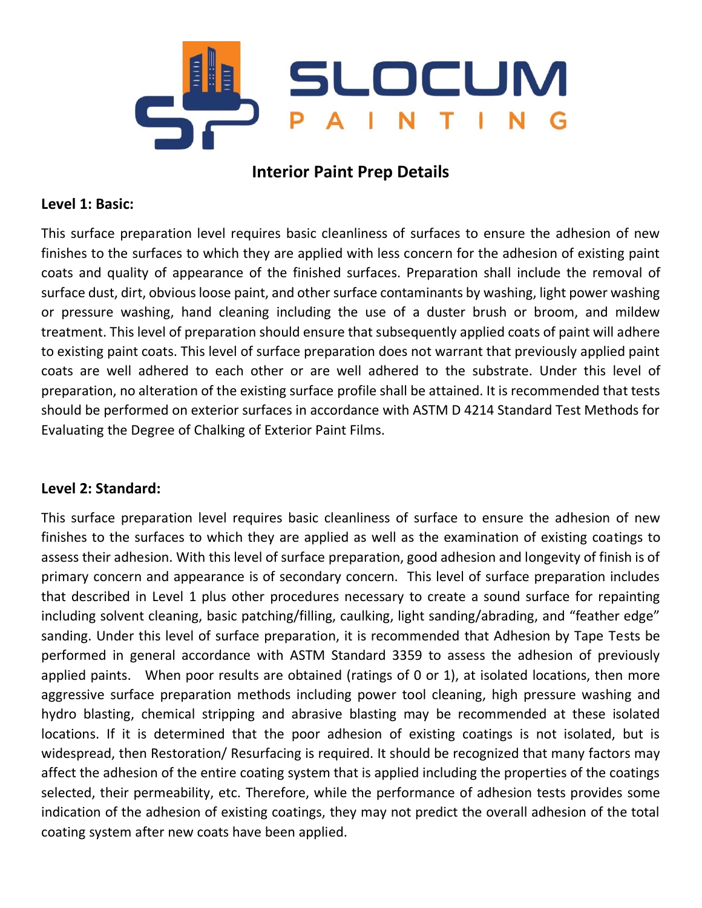# Interior Paint Prep Details

**Level 1: Basic:**

This surface preparation level requires basic cleanliness of surfaces to ensure the adhesion of new finishes to the surfaces to which they are applied with less concern for the adhesion of existing paint coats and quality of appearance of the finished surfaces. Preparation shall include the removal of surface dust, dirt, obvious loose paint, and other surface contaminants by washing, light power washing or pressure washing, hand cleaning including the use of a duster brush or broom, and mildew treatment. This level of preparation should ensure that subsequently applied coats of paint will adhere to existing paint coats. This level of surface preparation does not warrant that previously applied paint coats are well adhered to each other or are well adhered to the substrate. Under this level of preparation, no alteration of the existing surface profile shall be attained. It is recommended that tests should be performed on exterior surfaces in accordance with ASTM D 4214 Standard Test Methods for Evaluating the Degree of Chalking of Exterior Paint Films.

**Level 2: Standard:**

This surface preparation level requires basic cleanliness of surface to ensure the adhesion of new finishes to the surfaces to which they are applied as well as the examination of existing coatings to assess their adhesion. With this level of surface preparation, good adhesion and longevity of finish is of primary concern and appearance is of secondary concern. This level of surface preparation includes that described in Level 1 plus other procedures necessary to create a sound surface for repainting including solvent cleaning, basic patching/filling, caulking, light sanding/abrading, and "feather edge" sanding. Under this level of surface preparation, it is recommended that Adhesion by Tape Tests be performed in general accordance with ASTM Standard 3359 to assess the adhesion of previously applied paints. When poor results are obtained (ratings of 0 or 1), at isolated locations, then more aggressive surface preparation methods including power tool cleaning, high pressure washing and hydro blasting, chemical stripping and abrasive blasting may be recommended at these isolated locations. If it is determined that the poor adhesion of existing coatings is not isolated, but is widespread, then Restoration/ Resurfacing is required. It should be recognized that many factors may affect the adhesion of the entire coating system that is applied including the properties of the coatings selected, their permeability, etc. Therefore, while the performance of adhesion tests provides some indication of the adhesion of existing coatings, they may not predict the overall adhesion of the total coating system after new coats have been applied.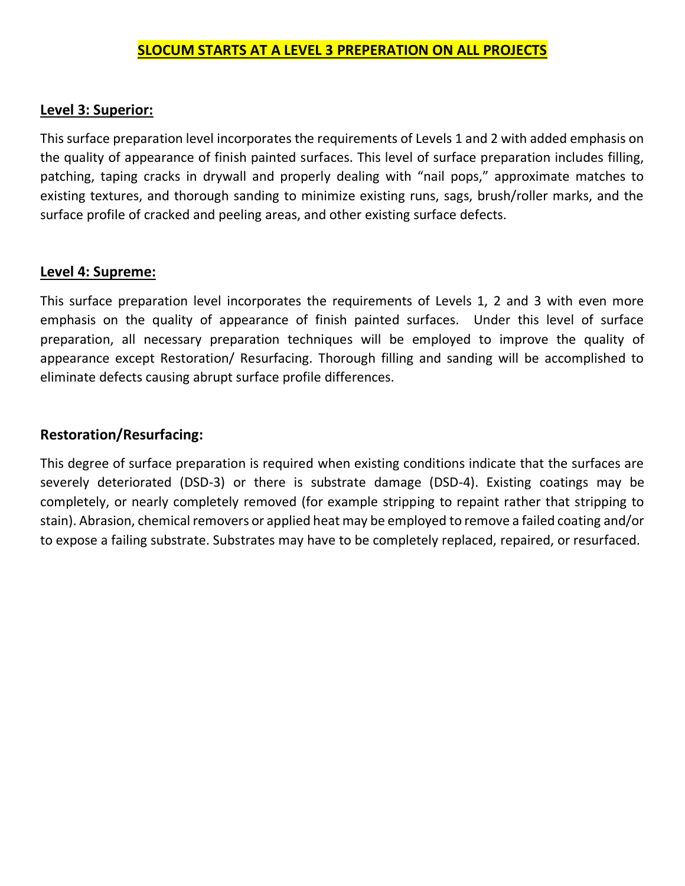**SLOCUM STARTS AT A LEVEL 3 PREPERATION ON ALL PROJECTS**

## Level 3: Superior:

This surface preparation level incorporates the requirements of Levels 1 and 2 with added emphasis on the quality of appearance of finish painted surfaces. This level of surface preparation includes filling, patching, taping cracks in drywall and properly dealing with "nail pops," approximate matches to existing textures, and thorough sanding to minimize existing runs, sags, brush/roller marks, and the surface profile of cracked and peeling areas, and other existing surface defects.

## Level 4: Supreme:

This surface preparation level incorporates the requirements of Levels 1, 2 and 3 with even more emphasis on the quality of appearance of finish painted surfaces. Under this level of surface preparation, all necessary preparation techniques will be employed to improve the quality of appearance except Restoration/ Resurfacing. Thorough filling and sanding will be accomplished to eliminate defects causing abrupt surface profile differences.

## Restoration/Resurfacing:

This degree of surface preparation is required when existing conditions indicate that the surfaces are severely deteriorated (DSD-3) or there is substrate damage (DSD-4). Existing coatings may be completely, or nearly completely removed (for example stripping to repaint rather that stripping to stain). Abrasion, chemical removers or applied heat may be employed to remove a failed coating and/or to expose a failing substrate. Substrates may have to be completely replaced, repaired, or resurfaced.